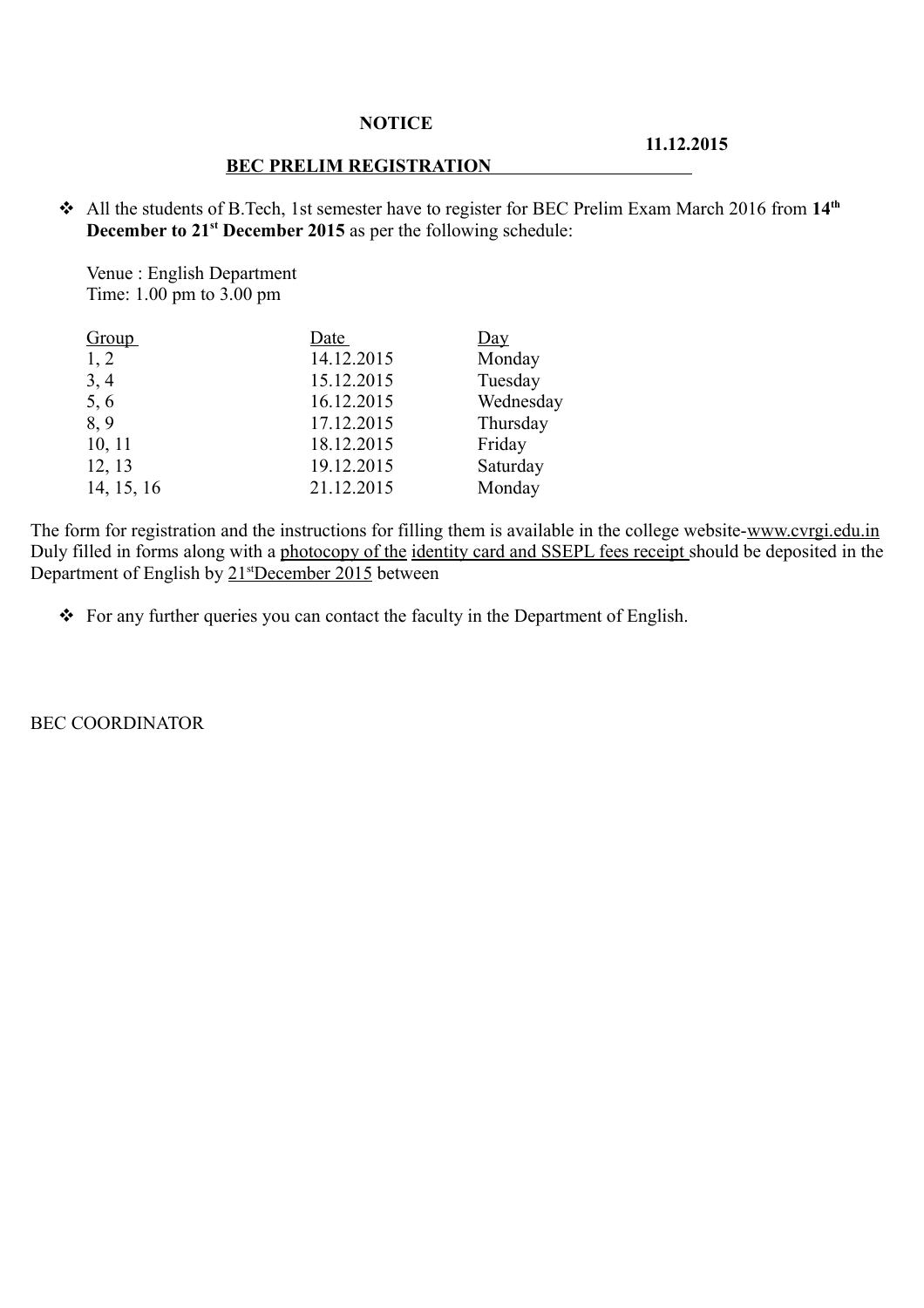# NOTICE

**11.12.2015**

## BEC PRELIM REGISTRATION

- All the students of B.Tech, 1st semester have to register for BEC Prelim Exam March 2016 from **14th December to 21st December 2015** as per the following schedule:

Venue : English Department
Time: 1.00 pm to 3.00 pm

| Group | Date | Day |
|---|---|---|
| 1, 2 | 14.12.2015 | Monday |
| 3, 4 | 15.12.2015 | Tuesday |
| 5, 6 | 16.12.2015 | Wednesday |
| 8, 9 | 17.12.2015 | Thursday |
| 10, 11 | 18.12.2015 | Friday |
| 12, 13 | 19.12.2015 | Saturday |
| 14, 15, 16 | 21.12.2015 | Monday |

The form for registration and the instructions for filling them is available in the college website-www.cvrgi.edu.in Duly filled in forms along with a photocopy of the identity card and SSEPL fees receipt should be deposited in the Department of English by 21st December 2015 between

- For any further queries you can contact the faculty in the Department of English.

BEC COORDINATOR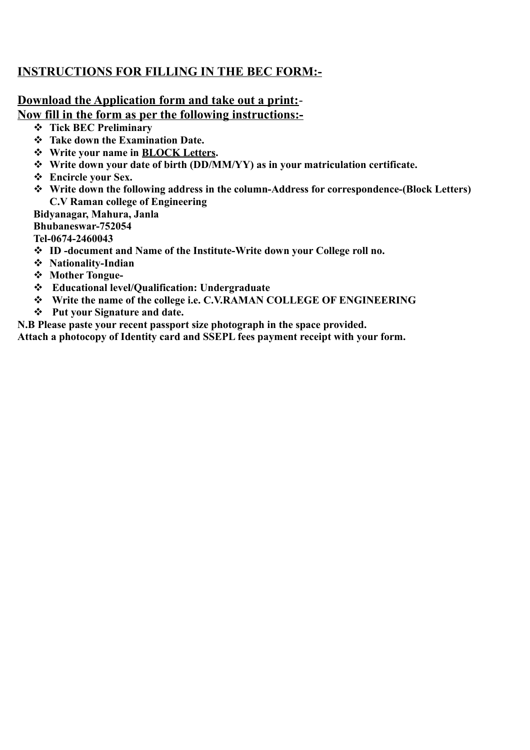## **INSTRUCTIONS FOR FILLING IN THE BEC FORM:-**

**Download the Application form and take out a print:**-

**Now fill in the form as per the following instructions:-**

- **Tick BEC Preliminary**
- **Take down the Examination Date.**
- **Write your name in BLOCK Letters.**
- **Write down your date of birth (DD/MM/YY) as in your matriculation certificate.**
- **Encircle your Sex.**
- **Write down the following address in the column-Address for correspondence-(Block Letters)**
  **C.V Raman college of Engineering**
  **Bidyanagar, Mahura, Janla**
  **Bhubaneswar-752054**
  **Tel-0674-2460043**
- **ID -document and Name of the Institute-Write down your College roll no.**
- **Nationality-Indian**
- **Mother Tongue-**
- **Educational level/Qualification: Undergraduate**
- **Write the name of the college i.e. C.V.RAMAN COLLEGE OF ENGINEERING**
- **Put your Signature and date.**

**N.B Please paste your recent passport size photograph in the space provided.**

**Attach a photocopy of Identity card and SSEPL fees payment receipt with your form.**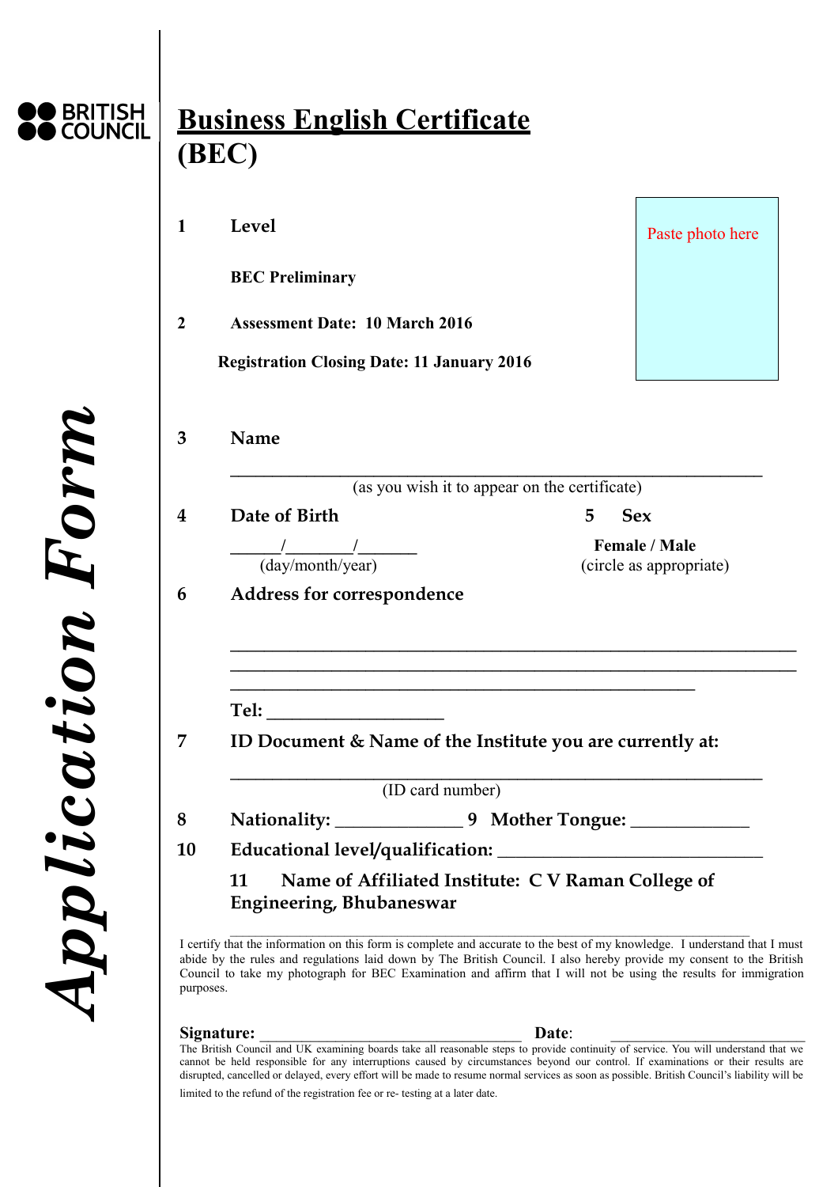BRITISH COUNCIL

*Application Form*

# Business English Certificate (BEC)

Paste photo here

**1 Level**

**BEC Preliminary**

**2 Assessment Date: 10 March 2016**

**Registration Closing Date: 11 January 2016**

**3 Name**

______________________________________________________

(as you wish it to appear on the certificate)

**4 Date of Birth**

_____/_______/______

(day/month/year)

**5 Sex**

**Female / Male**

(circle as appropriate)

**6 Address for correspondence**

__________________________________________________________

__________________________________________________________

_______________________________________________

**Tel:** __________________

**7 ID Document & Name of the Institute you are currently at:**

______________________________________________________

(ID card number)

**8 Nationality:** _____________ **9 Mother Tongue:** ____________

**10 Educational level/qualification:** ___________________________

**11 Name of Affiliated Institute: C V Raman College of Engineering, Bhubaneswar**

I certify that the information on this form is complete and accurate to the best of my knowledge. I understand that I must abide by the rules and regulations laid down by The British Council. I also hereby provide my consent to the British Council to take my photograph for BEC Examination and affirm that I will not be using the results for immigration purposes.

**Signature:** ______________________________ **Date**: ________________________

The British Council and UK examining boards take all reasonable steps to provide continuity of service. You will understand that we cannot be held responsible for any interruptions caused by circumstances beyond our control. If examinations or their results are disrupted, cancelled or delayed, every effort will be made to resume normal services as soon as possible. British Council's liability will be limited to the refund of the registration fee or re- testing at a later date.